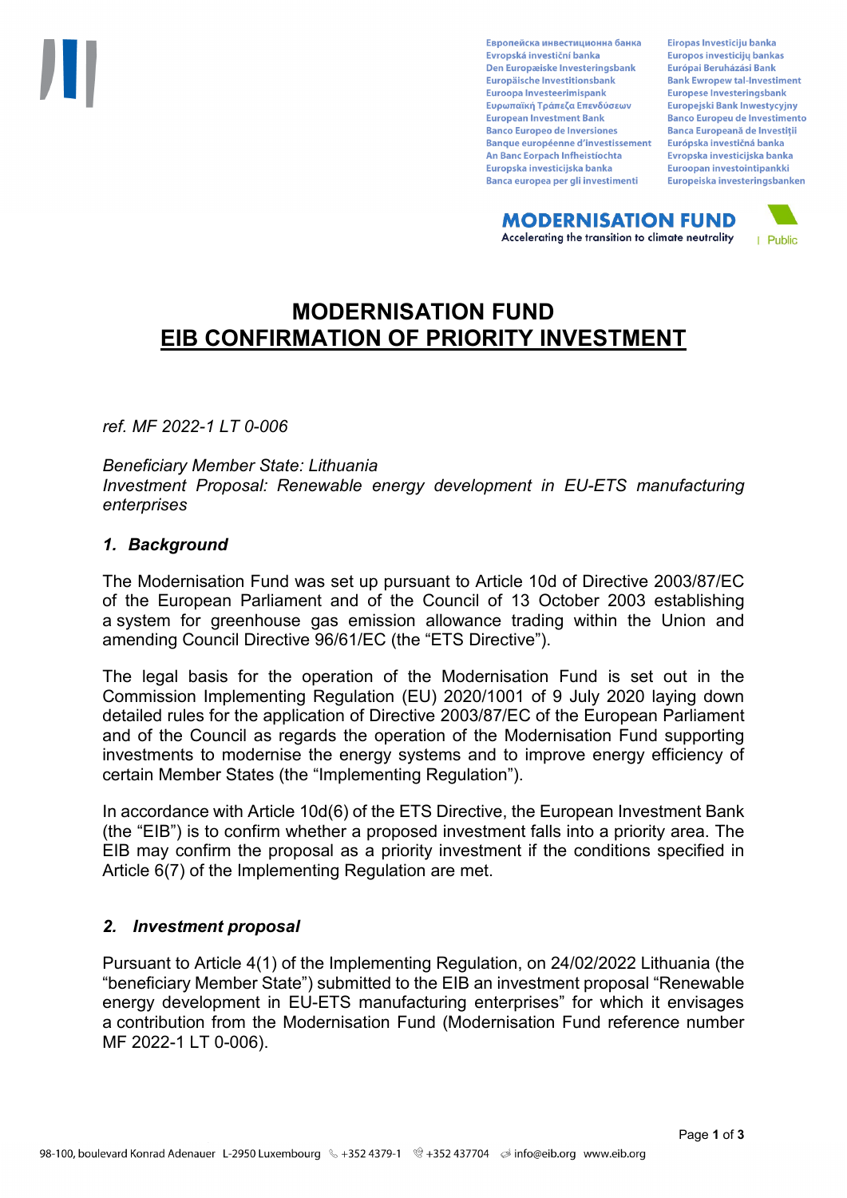Европейска инвестиционна банка
Evropská investiční banka
Den Europæiske Investeringsbank
Europäische Investitionsbank
Euroopa Investeerimispank
Ευρωπαϊκή Τράπεζα Επενδύσεων
European Investment Bank
Banco Europeo de Inversiones
Banque européenne d'investissement
An Banc Eorpach Infheistíochta
Europska investicijska banka
Banca europea per gli investimenti
Eiropas Investīciju banka
Europos investicijų bankas
Európai Beruházási Bank
Bank Ewropew tal-Investiment
Europese Investeringsbank
Europejski Bank Inwestycyjny
Banco Europeu de Investimento
Banca Europeană de Investiții
Európska investičná banka
Evropska investicijska banka
Euroopan investointipankki
Europeiska investeringsbanken

**MODERNISATION FUND**
Accelerating the transition to climate neutrality

Public

# MODERNISATION FUND
# EIB CONFIRMATION OF PRIORITY INVESTMENT

*ref. MF 2022-1 LT 0-006*

*Beneficiary Member State: Lithuania*
*Investment Proposal: Renewable energy development in EU-ETS manufacturing enterprises*

## *1. Background*

The Modernisation Fund was set up pursuant to Article 10d of Directive 2003/87/EC of the European Parliament and of the Council of 13 October 2003 establishing a system for greenhouse gas emission allowance trading within the Union and amending Council Directive 96/61/EC (the "ETS Directive").

The legal basis for the operation of the Modernisation Fund is set out in the Commission Implementing Regulation (EU) 2020/1001 of 9 July 2020 laying down detailed rules for the application of Directive 2003/87/EC of the European Parliament and of the Council as regards the operation of the Modernisation Fund supporting investments to modernise the energy systems and to improve energy efficiency of certain Member States (the "Implementing Regulation").

In accordance with Article 10d(6) of the ETS Directive, the European Investment Bank (the "EIB") is to confirm whether a proposed investment falls into a priority area. The EIB may confirm the proposal as a priority investment if the conditions specified in Article 6(7) of the Implementing Regulation are met.

## *2. Investment proposal*

Pursuant to Article 4(1) of the Implementing Regulation, on 24/02/2022 Lithuania (the "beneficiary Member State") submitted to the EIB an investment proposal "Renewable energy development in EU-ETS manufacturing enterprises" for which it envisages a contribution from the Modernisation Fund (Modernisation Fund reference number MF 2022-1 LT 0-006).

98-100, boulevard Konrad Adenauer L-2950 Luxembourg +352 4379-1 +352 437704 info@eib.org www.eib.org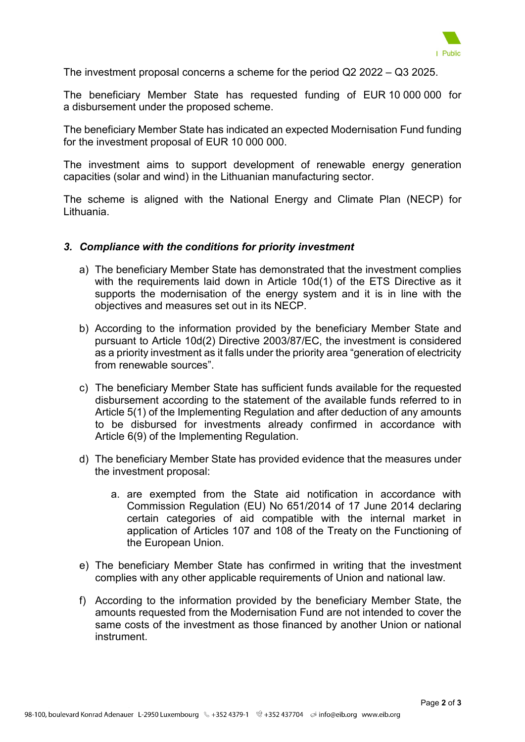The investment proposal concerns a scheme for the period Q2 2022 – Q3 2025.

The beneficiary Member State has requested funding of EUR 10 000 000 for a disbursement under the proposed scheme.

The beneficiary Member State has indicated an expected Modernisation Fund funding for the investment proposal of EUR 10 000 000.

The investment aims to support development of renewable energy generation capacities (solar and wind) in the Lithuanian manufacturing sector.

The scheme is aligned with the National Energy and Climate Plan (NECP) for Lithuania.

### *3. Compliance with the conditions for priority investment*

a) The beneficiary Member State has demonstrated that the investment complies with the requirements laid down in Article 10d(1) of the ETS Directive as it supports the modernisation of the energy system and it is in line with the objectives and measures set out in its NECP.

b) According to the information provided by the beneficiary Member State and pursuant to Article 10d(2) Directive 2003/87/EC, the investment is considered as a priority investment as it falls under the priority area "generation of electricity from renewable sources".

c) The beneficiary Member State has sufficient funds available for the requested disbursement according to the statement of the available funds referred to in Article 5(1) of the Implementing Regulation and after deduction of any amounts to be disbursed for investments already confirmed in accordance with Article 6(9) of the Implementing Regulation.

d) The beneficiary Member State has provided evidence that the measures under the investment proposal:

    a. are exempted from the State aid notification in accordance with Commission Regulation (EU) No 651/2014 of 17 June 2014 declaring certain categories of aid compatible with the internal market in application of Articles 107 and 108 of the Treaty on the Functioning of the European Union.

e) The beneficiary Member State has confirmed in writing that the investment complies with any other applicable requirements of Union and national law.

f) According to the information provided by the beneficiary Member State, the amounts requested from the Modernisation Fund are not intended to cover the same costs of the investment as those financed by another Union or national instrument.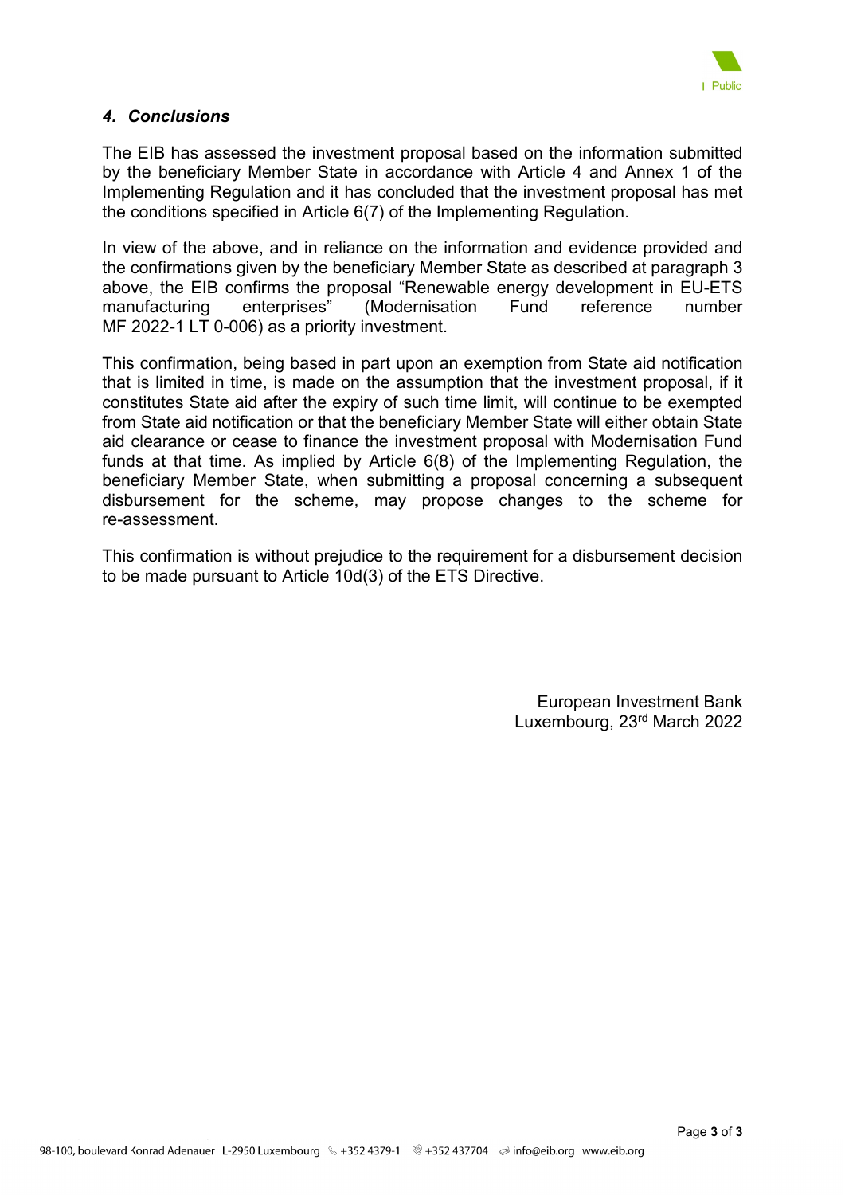### *4. Conclusions*

The EIB has assessed the investment proposal based on the information submitted by the beneficiary Member State in accordance with Article 4 and Annex 1 of the Implementing Regulation and it has concluded that the investment proposal has met the conditions specified in Article 6(7) of the Implementing Regulation.

In view of the above, and in reliance on the information and evidence provided and the confirmations given by the beneficiary Member State as described at paragraph 3 above, the EIB confirms the proposal "Renewable energy development in EU-ETS manufacturing enterprises" (Modernisation Fund reference number MF 2022-1 LT 0-006) as a priority investment.

This confirmation, being based in part upon an exemption from State aid notification that is limited in time, is made on the assumption that the investment proposal, if it constitutes State aid after the expiry of such time limit, will continue to be exempted from State aid notification or that the beneficiary Member State will either obtain State aid clearance or cease to finance the investment proposal with Modernisation Fund funds at that time. As implied by Article 6(8) of the Implementing Regulation, the beneficiary Member State, when submitting a proposal concerning a subsequent disbursement for the scheme, may propose changes to the scheme for re-assessment.

This confirmation is without prejudice to the requirement for a disbursement decision to be made pursuant to Article 10d(3) of the ETS Directive.

European Investment Bank
Luxembourg, 23rd March 2022